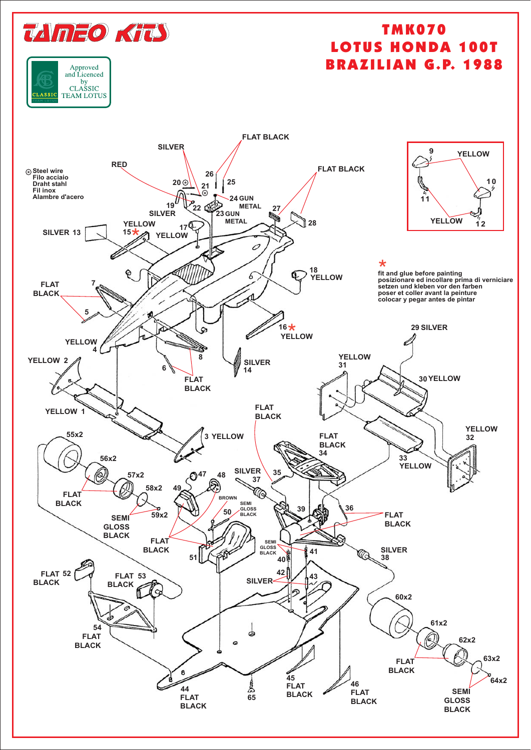# TAMEO KITS

Approved and Licenced by CLASSIC TEAM LOTUS

# TMK070
# LOTUS HONDA 100T
# BRAZILIAN G.P. 1988

⊛ Steel wire
Filo acciaio
Draht stahl
Fil inox
Alambre d'acero

\* fit and glue before painting
posizionare ed incollare prima di verniciare
setzen und kleben vor den farben
poser et coller avant la peinture
colocar y pegar antes de pintar

- 1 YELLOW
- 2 YELLOW
- 3 YELLOW
- 4 YELLOW
- 5 FLAT BLACK
- 6 FLAT BLACK
- 7 FLAT BLACK
- 8 FLAT BLACK
- 9 YELLOW
- 10 YELLOW
- 11 YELLOW
- 12 YELLOW
- 13 SILVER
- 14 SILVER
- 15\* YELLOW
- 16\* YELLOW
- 17 YELLOW
- 18 YELLOW
- 19 SILVER
- 20 ⊛ SILVER
- 21 ⊛ RED
- 22 SILVER
- 23 GUN METAL
- 24 GUN METAL
- 25 FLAT BLACK
- 26 FLAT BLACK
- 27 FLAT BLACK
- 28 FLAT BLACK
- 29 SILVER
- 30 YELLOW
- 31 YELLOW
- 32 YELLOW
- 33 YELLOW
- 34 FLAT BLACK
- 35 FLAT BLACK
- 36 FLAT BLACK
- 37 SILVER
- 38 SILVER
- 39 SEMI GLOSS BLACK
- 40 SEMI GLOSS BLACK
- 41 SEMI GLOSS BLACK
- 42 SILVER
- 43 SILVER
- 44 FLAT BLACK
- 45 FLAT BLACK
- 46 FLAT BLACK
- 47
- 48 BROWN
- 49 FLAT BLACK
- 50 SEMI GLOSS BLACK
- 51 FLAT BLACK
- 52 FLAT BLACK
- 53 FLAT BLACK
- 54 FLAT BLACK
- 55x2
- 56x2 FLAT BLACK
- 57x2 FLAT BLACK
- 58x2 SEMI GLOSS BLACK
- 59x2 SEMI GLOSS BLACK
- 60x2
- 61x2 FLAT BLACK
- 62x2 FLAT BLACK
- 63x2 SEMI GLOSS BLACK
- 64x2 SEMI GLOSS BLACK
- 65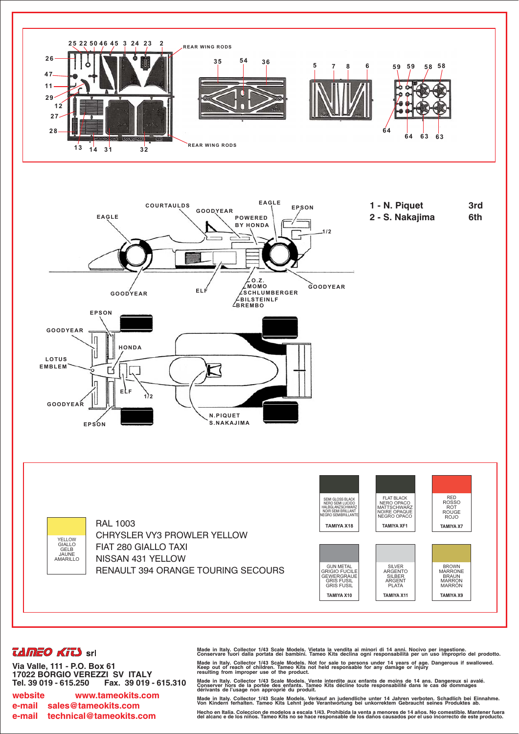REAR WING RODS

25 22 50 46 45 3 24 23 2

26 47 11 29 12 27 28 13 14 31 32

35 54 36

5 7 8 6

59 59 58 58 64 64 63 63

REAR WING RODS

1 - N. Piquet 3rd
2 - S. Nakajima 6th

COURTAULDS GOODYEAR EAGLE EPSON EAGLE POWERED BY HONDA 1/2 GOODYEAR ELF O.Z. MOMO SCHLUMBERGER BILSTEINLF BREMBO GOODYEAR

EPSON GOODYEAR HONDA LOTUS EMBLEM ELF 1/2 GOODYEAR EPSON N.PIQUET S.NAKAJIMA

YELLOW
GIALLO
GELB
JAUNE
AMARILLO

RAL 1003
CHRYSLER VY3 PROWLER YELLOW
FIAT 280 GIALLO TAXI
NISSAN 431 YELLOW
RENAULT 394 ORANGE TOURING SECOURS

| SEMI GLOSS BLACK / NERO SEMI LUCIDO / HALBGLANZSCHWARZ / NOIR SEMI BRILLANT / NEGRO SEMIBRILLANTE | FLAT BLACK / NERO OPACO / MATTSCHWARZ / NOIRE OPAQUE / NEGRO OPACO | RED / ROSSO / ROT / ROUGE / ROJO |
|---|---|---|
| TAMIYA X18 | TAMIYA XF1 | TAMIYA X7 |
| GUN METAL / GRIGIO FUCILE / GEWERGRAUE / GRIS FUSIL / GRIS FUSIL | SILVER / ARGENTO / SILBER / ARGENT / PLATA | BROWN / MARRONE / BRAUN / MARRON / MARRÒN |
| TAMIYA X10 | TAMIYA X11 | TAMIYA X9 |

**TAMEO KITS srl**

Via Valle, 111 - P.O. Box 61
17022 BORGIO VEREZZI SV ITALY
Tel. 39 019 - 615.250 Fax. 39 019 - 615.310
website www.tameokits.com
e-mail sales@tameokits.com
e-mail technical@tameokits.com

Made in Italy. Collector 1/43 Scale Models. Vietata la vendita ai minori di 14 anni. Nocivo per ingestione. Conservare fuori dalla portata dei bambini. Tameo Kits declina ogni responsabilità per un uso improprio del prodotto.

Made in Italy. Collector 1/43 Scale Models. Not for sale to persons under 14 years of age. Dangerous if swallowed. Keep out of reach of children. Tameo Kits not held responsable for any damage or injury resulting from improper use of the product.

Made in Italy. Collector 1/43 Scale Models. Vente interdite aux enfants de moins de 14 ans. Dangereux si avalé. Conserver hors de la portée des enfants. Tameo Kits décline toute responsabilité dans le cas de dommages dérivants de l'usage non approprié du produit.

Made in Italy. Collector 1/43 Scale Models. Verkauf an judendliche unter 14 Jahren verboten. Schadlich bei Einnahme. Von Kindern ferhalten. Tameo Kits Lehnt jede Verantwortung bei unkorrektem Gebraucht seines Produktes ab.

Hecho en Italia. Coleccion de modelos a escala 1/43. Prohibida la venta a menores de 14 años. No comestible. Mantener fuera del alcanc e de los niños. Tameo Kits no se hace responsable de los daños causados por el uso incorrecto de este producto.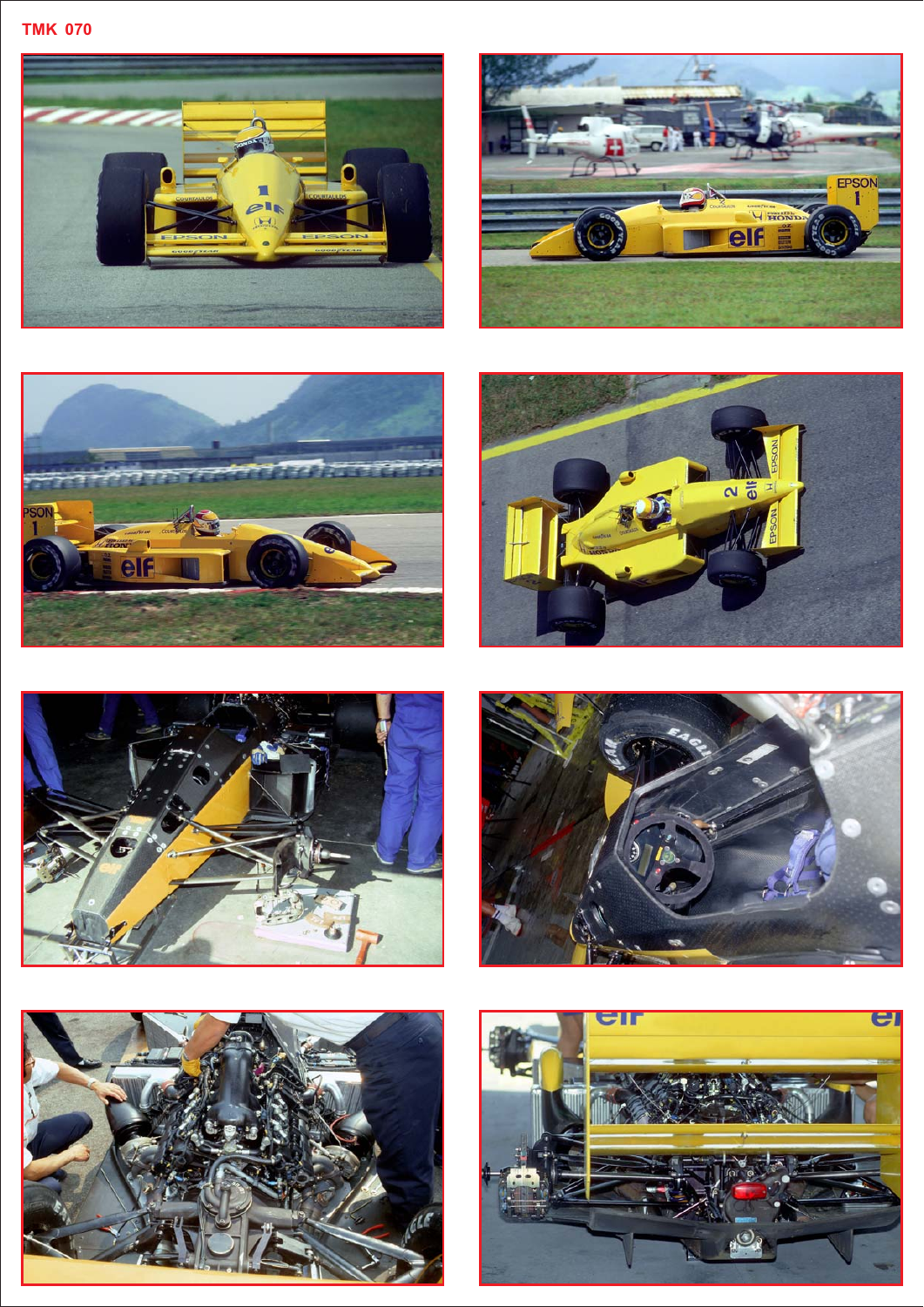TMK 070